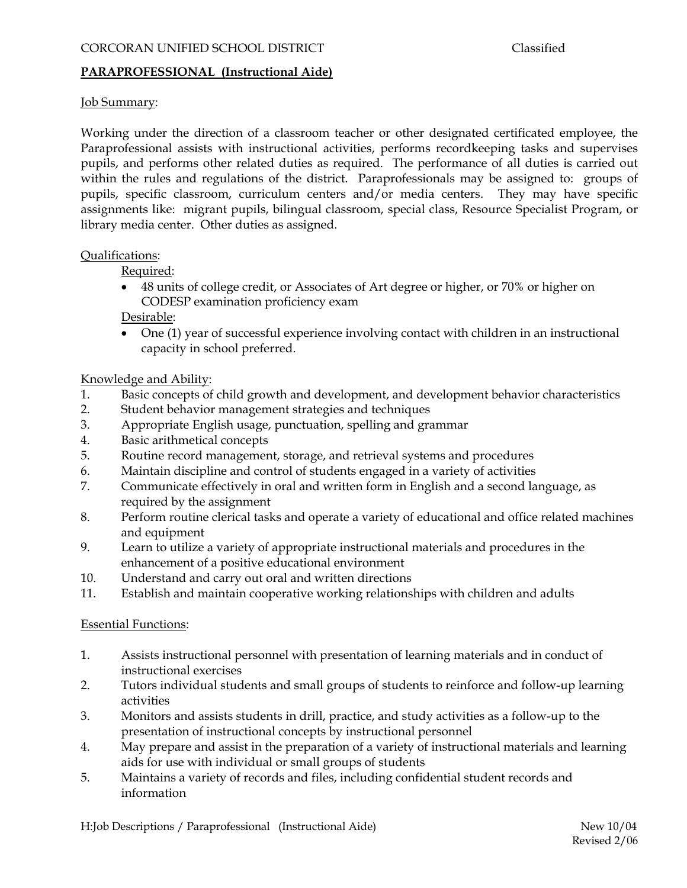CORCORAN UNIFIED SCHOOL DISTRICT Classified

# PARAPROFESSIONAL (Instructional Aide)

## Job Summary:

Working under the direction of a classroom teacher or other designated certificated employee, the Paraprofessional assists with instructional activities, performs recordkeeping tasks and supervises pupils, and performs other related duties as required. The performance of all duties is carried out within the rules and regulations of the district. Paraprofessionals may be assigned to: groups of pupils, specific classroom, curriculum centers and/or media centers. They may have specific assignments like: migrant pupils, bilingual classroom, special class, Resource Specialist Program, or library media center. Other duties as assigned.

## Qualifications:

### Required:

- 48 units of college credit, or Associates of Art degree or higher, or 70% or higher on CODESP examination proficiency exam

### Desirable:

- One (1) year of successful experience involving contact with children in an instructional capacity in school preferred.

## Knowledge and Ability:

1. Basic concepts of child growth and development, and development behavior characteristics
2. Student behavior management strategies and techniques
3. Appropriate English usage, punctuation, spelling and grammar
4. Basic arithmetical concepts
5. Routine record management, storage, and retrieval systems and procedures
6. Maintain discipline and control of students engaged in a variety of activities
7. Communicate effectively in oral and written form in English and a second language, as required by the assignment
8. Perform routine clerical tasks and operate a variety of educational and office related machines and equipment
9. Learn to utilize a variety of appropriate instructional materials and procedures in the enhancement of a positive educational environment
10. Understand and carry out oral and written directions
11. Establish and maintain cooperative working relationships with children and adults

## Essential Functions:

1. Assists instructional personnel with presentation of learning materials and in conduct of instructional exercises
2. Tutors individual students and small groups of students to reinforce and follow-up learning activities
3. Monitors and assists students in drill, practice, and study activities as a follow-up to the presentation of instructional concepts by instructional personnel
4. May prepare and assist in the preparation of a variety of instructional materials and learning aids for use with individual or small groups of students
5. Maintains a variety of records and files, including confidential student records and information

H:Job Descriptions / Paraprofessional (Instructional Aide) New 10/04
Revised 2/06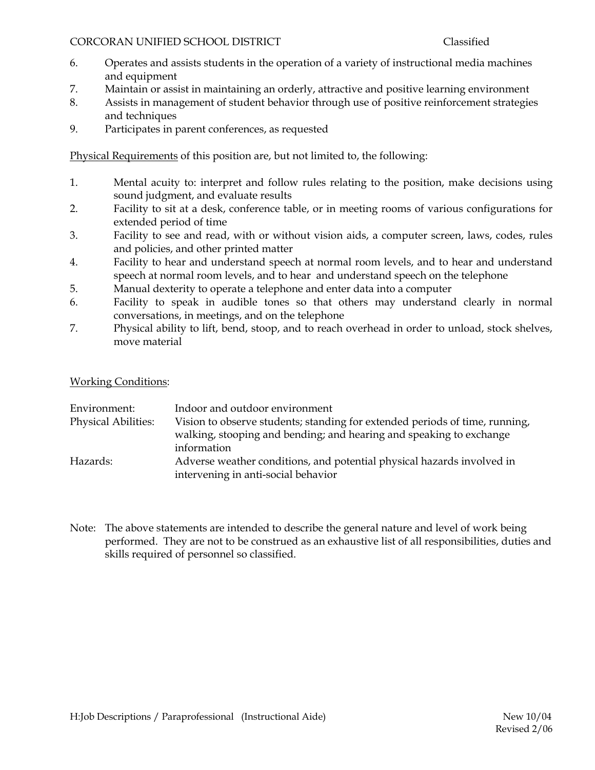6. Operates and assists students in the operation of a variety of instructional media machines and equipment
7. Maintain or assist in maintaining an orderly, attractive and positive learning environment
8. Assists in management of student behavior through use of positive reinforcement strategies and techniques
9. Participates in parent conferences, as requested

<u>Physical Requirements</u> of this position are, but not limited to, the following:

1. Mental acuity to: interpret and follow rules relating to the position, make decisions using sound judgment, and evaluate results
2. Facility to sit at a desk, conference table, or in meeting rooms of various configurations for extended period of time
3. Facility to see and read, with or without vision aids, a computer screen, laws, codes, rules and policies, and other printed matter
4. Facility to hear and understand speech at normal room levels, and to hear and understand speech at normal room levels, and to hear and understand speech on the telephone
5. Manual dexterity to operate a telephone and enter data into a computer
6. Facility to speak in audible tones so that others may understand clearly in normal conversations, in meetings, and on the telephone
7. Physical ability to lift, bend, stoop, and to reach overhead in order to unload, stock shelves, move material

<u>Working Conditions</u>:

| | |
|---|---|
| Environment: | Indoor and outdoor environment |
| Physical Abilities: | Vision to observe students; standing for extended periods of time, running, walking, stooping and bending; and hearing and speaking to exchange information |
| Hazards: | Adverse weather conditions, and potential physical hazards involved in intervening in anti-social behavior |

Note: The above statements are intended to describe the general nature and level of work being performed. They are not to be construed as an exhaustive list of all responsibilities, duties and skills required of personnel so classified.

H:Job Descriptions / Paraprofessional (Instructional Aide)

New 10/04
Revised 2/06